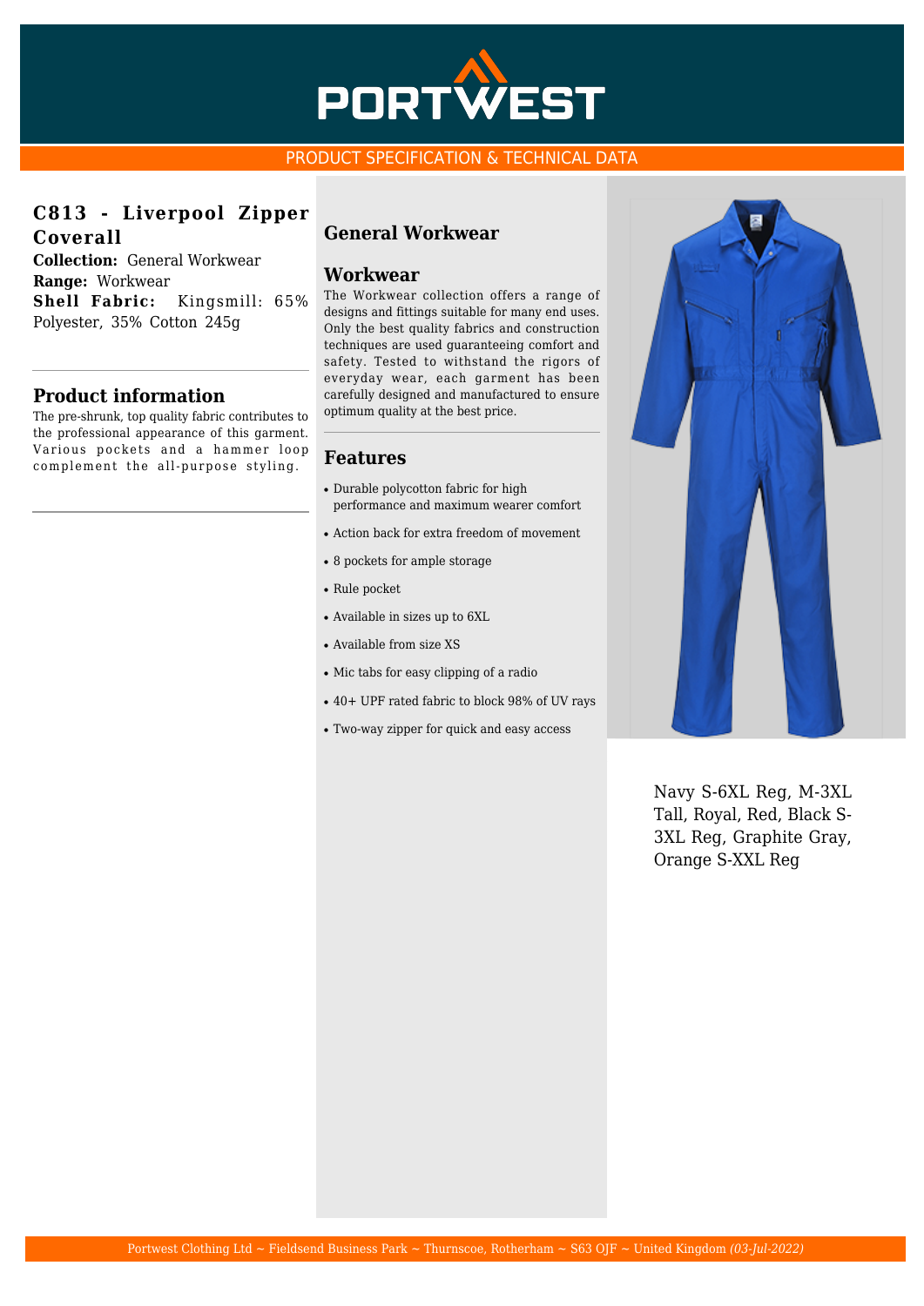PORTWEST

PRODUCT SPECIFICATION & TECHNICAL DATA

## C813 - Liverpool Zipper Coverall

**Collection:** General Workwear
**Range:** Workwear
**Shell Fabric:** Kingsmill: 65% Polyester, 35% Cotton 245g

## Product information

The pre-shrunk, top quality fabric contributes to the professional appearance of this garment. Various pockets and a hammer loop complement the all-purpose styling.

## General Workwear

### Workwear

The Workwear collection offers a range of designs and fittings suitable for many end uses. Only the best quality fabrics and construction techniques are used guaranteeing comfort and safety. Tested to withstand the rigors of everyday wear, each garment has been carefully designed and manufactured to ensure optimum quality at the best price.

## Features

- Durable polycotton fabric for high performance and maximum wearer comfort
- Action back for extra freedom of movement
- 8 pockets for ample storage
- Rule pocket
- Available in sizes up to 6XL
- Available from size XS
- Mic tabs for easy clipping of a radio
- 40+ UPF rated fabric to block 98% of UV rays
- Two-way zipper for quick and easy access

Navy S-6XL Reg, M-3XL Tall, Royal, Red, Black S-3XL Reg, Graphite Gray, Orange S-XXL Reg

Portwest Clothing Ltd ~ Fieldsend Business Park ~ Thurnscoe, Rotherham ~ S63 OJF ~ United Kingdom *(03-Jul-2022)*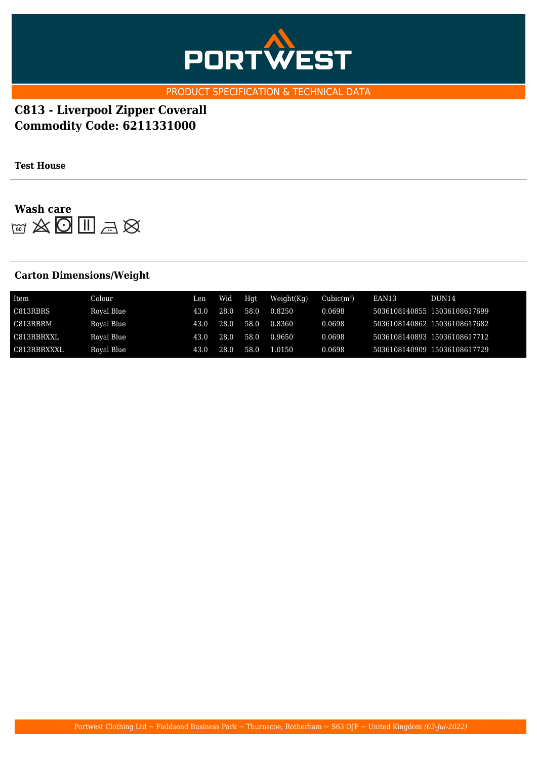PRODUCT SPECIFICATION & TECHNICAL DATA

## C813 - Liverpool Zipper Coverall
## Commodity Code: 6211331000

### Test House

### Wash care

### Carton Dimensions/Weight

| Item | Colour | Len | Wid | Hgt | Weight(Kg) | Cubic($m^3$) | EAN13 | DUN14 |
|---|---|---|---|---|---|---|---|---|
| C813RBRS | Royal Blue | 43.0 | 28.0 | 58.0 | 0.8250 | 0.0698 | 5036108140855 | 15036108617699 |
| C813RBRM | Royal Blue | 43.0 | 28.0 | 58.0 | 0.8360 | 0.0698 | 5036108140862 | 15036108617682 |
| C813RBRXXL | Royal Blue | 43.0 | 28.0 | 58.0 | 0.9650 | 0.0698 | 5036108140893 | 15036108617712 |
| C813RBRXXXL | Royal Blue | 43.0 | 28.0 | 58.0 | 1.0150 | 0.0698 | 5036108140909 | 15036108617729 |

Portwest Clothing Ltd ~ Fieldsend Business Park ~ Thurnscoe, Rotherham ~ S63 OJF ~ United Kingdom *(03-Jul-2022)*